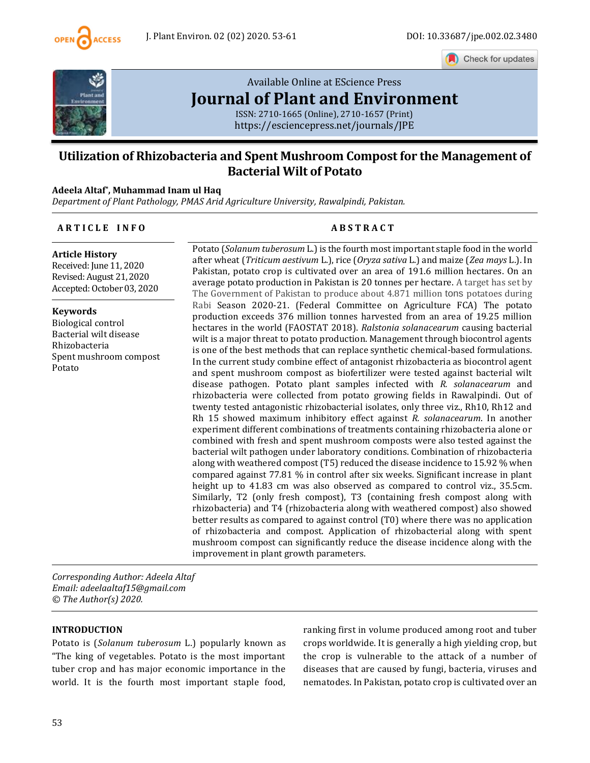Available Online at EScience Press

# Journal of Plant and Environment

ISSN: 2710-1665 (Online), 2710-1657 (Print)
https://esciencepress.net/journals/JPE

## Utilization of Rhizobacteria and Spent Mushroom Compost for the Management of Bacterial Wilt of Potato

**Adeela Altaf*, Muhammad Inam ul Haq**

*Department of Plant Pathology, PMAS Arid Agriculture University, Rawalpindi, Pakistan.*

### ARTICLE INFO

**Article History**
Received: June 11, 2020
Revised: August 21, 2020
Accepted: October 03, 2020

**Keywords**
Biological control
Bacterial wilt disease
Rhizobacteria
Spent mushroom compost
Potato

### ABSTRACT

Potato (*Solanum tuberosum* L.) is the fourth most important staple food in the world after wheat (*Triticum aestivum* L.), rice (*Oryza sativa* L.) and maize (*Zea mays* L.). In Pakistan, potato crop is cultivated over an area of 191.6 million hectares. On an average potato production in Pakistan is 20 tonnes per hectare. A target has set by The Government of Pakistan to produce about 4.871 million tons potatoes during Rabi Season 2020-21. (Federal Committee on Agriculture FCA) The potato production exceeds 376 million tonnes harvested from an area of 19.25 million hectares in the world (FAOSTAT 2018). *Ralstonia solanacearum* causing bacterial wilt is a major threat to potato production. Management through biocontrol agents is one of the best methods that can replace synthetic chemical-based formulations. In the current study combine effect of antagonist rhizobacteria as biocontrol agent and spent mushroom compost as biofertilizer were tested against bacterial wilt disease pathogen. Potato plant samples infected with *R. solanacearum* and rhizobacteria were collected from potato growing fields in Rawalpindi. Out of twenty tested antagonistic rhizobacterial isolates, only three viz., Rh10, Rh12 and Rh 15 showed maximum inhibitory effect against *R. solanacearum*. In another experiment different combinations of treatments containing rhizobacteria alone or combined with fresh and spent mushroom composts were also tested against the bacterial wilt pathogen under laboratory conditions. Combination of rhizobacteria along with weathered compost (T5) reduced the disease incidence to 15.92 % when compared against 77.81 % in control after six weeks. Significant increase in plant height up to 41.83 cm was also observed as compared to control viz., 35.5cm. Similarly, T2 (only fresh compost), T3 (containing fresh compost along with rhizobacteria) and T4 (rhizobacteria along with weathered compost) also showed better results as compared to against control (T0) where there was no application of rhizobacteria and compost. Application of rhizobacterial along with spent mushroom compost can significantly reduce the disease incidence along with the improvement in plant growth parameters.

*Corresponding Author: Adeela Altaf*
*Email: adeelaaltaf15@gmail.com*
*© The Author(s) 2020.*

### INTRODUCTION

Potato is (*Solanum tuberosum* L.) popularly known as "The king of vegetables. Potato is the most important tuber crop and has major economic importance in the world. It is the fourth most important staple food, ranking first in volume produced among root and tuber crops worldwide. It is generally a high yielding crop, but the crop is vulnerable to the attack of a number of diseases that are caused by fungi, bacteria, viruses and nematodes. In Pakistan, potato crop is cultivated over an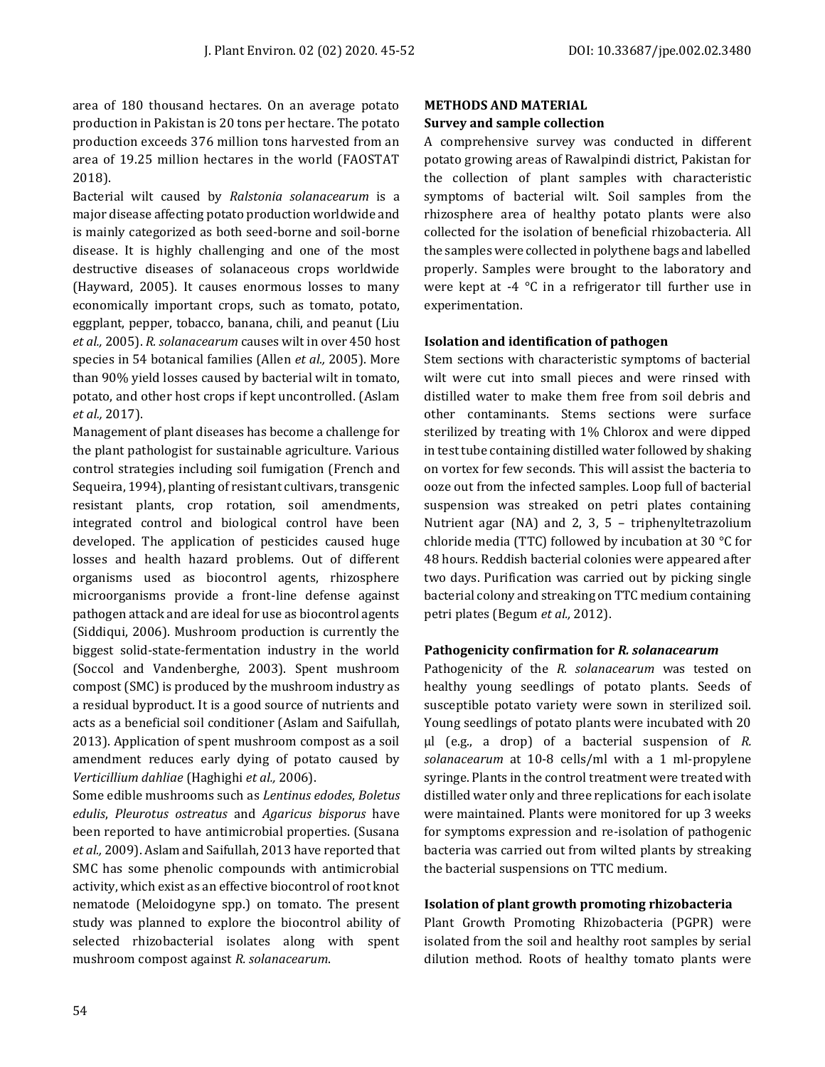area of 180 thousand hectares. On an average potato production in Pakistan is 20 tons per hectare. The potato production exceeds 376 million tons harvested from an area of 19.25 million hectares in the world (FAOSTAT 2018).

Bacterial wilt caused by *Ralstonia solanacearum* is a major disease affecting potato production worldwide and is mainly categorized as both seed-borne and soil-borne disease. It is highly challenging and one of the most destructive diseases of solanaceous crops worldwide (Hayward, 2005). It causes enormous losses to many economically important crops, such as tomato, potato, eggplant, pepper, tobacco, banana, chili, and peanut (Liu *et al.,* 2005). *R. solanacearum* causes wilt in over 450 host species in 54 botanical families (Allen *et al.,* 2005). More than 90% yield losses caused by bacterial wilt in tomato, potato, and other host crops if kept uncontrolled. (Aslam *et al.,* 2017).

Management of plant diseases has become a challenge for the plant pathologist for sustainable agriculture. Various control strategies including soil fumigation (French and Sequeira, 1994), planting of resistant cultivars, transgenic resistant plants, crop rotation, soil amendments, integrated control and biological control have been developed. The application of pesticides caused huge losses and health hazard problems. Out of different organisms used as biocontrol agents, rhizosphere microorganisms provide a front-line defense against pathogen attack and are ideal for use as biocontrol agents (Siddiqui, 2006). Mushroom production is currently the biggest solid-state-fermentation industry in the world (Soccol and Vandenberghe, 2003). Spent mushroom compost (SMC) is produced by the mushroom industry as a residual byproduct. It is a good source of nutrients and acts as a beneficial soil conditioner (Aslam and Saifullah, 2013). Application of spent mushroom compost as a soil amendment reduces early dying of potato caused by *Verticillium dahliae* (Haghighi *et al.,* 2006).

Some edible mushrooms such as *Lentinus edodes*, *Boletus edulis*, *Pleurotus ostreatus* and *Agaricus bisporus* have been reported to have antimicrobial properties. (Susana *et al.,* 2009). Aslam and Saifullah, 2013 have reported that SMC has some phenolic compounds with antimicrobial activity, which exist as an effective biocontrol of root knot nematode (Meloidogyne spp.) on tomato. The present study was planned to explore the biocontrol ability of selected rhizobacterial isolates along with spent mushroom compost against *R. solanacearum*.

## METHODS AND MATERIAL

### Survey and sample collection

A comprehensive survey was conducted in different potato growing areas of Rawalpindi district, Pakistan for the collection of plant samples with characteristic symptoms of bacterial wilt. Soil samples from the rhizosphere area of healthy potato plants were also collected for the isolation of beneficial rhizobacteria. All the samples were collected in polythene bags and labelled properly. Samples were brought to the laboratory and were kept at -4 °C in a refrigerator till further use in experimentation.

### Isolation and identification of pathogen

Stem sections with characteristic symptoms of bacterial wilt were cut into small pieces and were rinsed with distilled water to make them free from soil debris and other contaminants. Stems sections were surface sterilized by treating with 1% Chlorox and were dipped in test tube containing distilled water followed by shaking on vortex for few seconds. This will assist the bacteria to ooze out from the infected samples. Loop full of bacterial suspension was streaked on petri plates containing Nutrient agar (NA) and 2, 3, 5 – triphenyltetrazolium chloride media (TTC) followed by incubation at 30 °C for 48 hours. Reddish bacterial colonies were appeared after two days. Purification was carried out by picking single bacterial colony and streaking on TTC medium containing petri plates (Begum *et al.,* 2012).

### Pathogenicity confirmation for *R. solanacearum*

Pathogenicity of the *R. solanacearum* was tested on healthy young seedlings of potato plants. Seeds of susceptible potato variety were sown in sterilized soil. Young seedlings of potato plants were incubated with 20 µl (e.g., a drop) of a bacterial suspension of *R. solanacearum* at 10-8 cells/ml with a 1 ml-propylene syringe. Plants in the control treatment were treated with distilled water only and three replications for each isolate were maintained. Plants were monitored for up 3 weeks for symptoms expression and re-isolation of pathogenic bacteria was carried out from wilted plants by streaking the bacterial suspensions on TTC medium.

### Isolation of plant growth promoting rhizobacteria

Plant Growth Promoting Rhizobacteria (PGPR) were isolated from the soil and healthy root samples by serial dilution method. Roots of healthy tomato plants were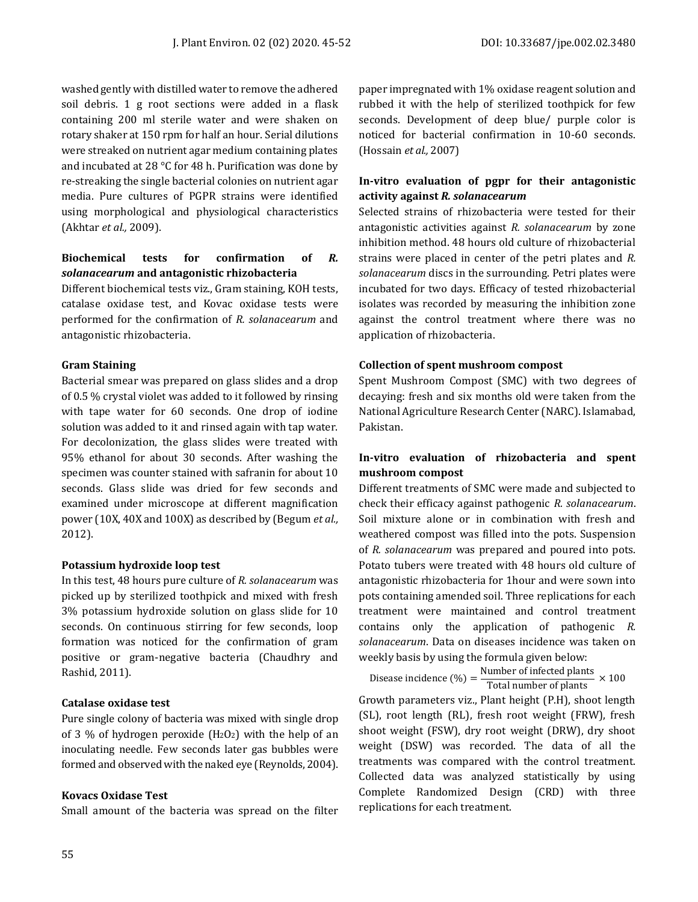washed gently with distilled water to remove the adhered soil debris. 1 g root sections were added in a flask containing 200 ml sterile water and were shaken on rotary shaker at 150 rpm for half an hour. Serial dilutions were streaked on nutrient agar medium containing plates and incubated at 28 °C for 48 h. Purification was done by re-streaking the single bacterial colonies on nutrient agar media. Pure cultures of PGPR strains were identified using morphological and physiological characteristics (Akhtar *et al.,* 2009).

### Biochemical tests for confirmation of *R. solanacearum* and antagonistic rhizobacteria

Different biochemical tests viz., Gram staining, KOH tests, catalase oxidase test, and Kovac oxidase tests were performed for the confirmation of *R. solanacearum* and antagonistic rhizobacteria.

### Gram Staining

Bacterial smear was prepared on glass slides and a drop of 0.5 % crystal violet was added to it followed by rinsing with tape water for 60 seconds. One drop of iodine solution was added to it and rinsed again with tap water. For decolonization, the glass slides were treated with 95% ethanol for about 30 seconds. After washing the specimen was counter stained with safranin for about 10 seconds. Glass slide was dried for few seconds and examined under microscope at different magnification power (10X, 40X and 100X) as described by (Begum *et al.,* 2012).

### Potassium hydroxide loop test

In this test, 48 hours pure culture of *R. solanacearum* was picked up by sterilized toothpick and mixed with fresh 3% potassium hydroxide solution on glass slide for 10 seconds. On continuous stirring for few seconds, loop formation was noticed for the confirmation of gram positive or gram-negative bacteria (Chaudhry and Rashid, 2011).

### Catalase oxidase test

Pure single colony of bacteria was mixed with single drop of 3 % of hydrogen peroxide ($H_2O_2$) with the help of an inoculating needle. Few seconds later gas bubbles were formed and observed with the naked eye (Reynolds, 2004).

### Kovacs Oxidase Test

Small amount of the bacteria was spread on the filter paper impregnated with 1% oxidase reagent solution and rubbed it with the help of sterilized toothpick for few seconds. Development of deep blue/ purple color is noticed for bacterial confirmation in 10-60 seconds. (Hossain *et al.,* 2007)

### In-vitro evaluation of pgpr for their antagonistic activity against *R. solanacearum*

Selected strains of rhizobacteria were tested for their antagonistic activities against *R. solanacearum* by zone inhibition method. 48 hours old culture of rhizobacterial strains were placed in center of the petri plates and *R. solanacearum* discs in the surrounding. Petri plates were incubated for two days. Efficacy of tested rhizobacterial isolates was recorded by measuring the inhibition zone against the control treatment where there was no application of rhizobacteria.

### Collection of spent mushroom compost

Spent Mushroom Compost (SMC) with two degrees of decaying: fresh and six months old were taken from the National Agriculture Research Center (NARC). Islamabad, Pakistan.

### In-vitro evaluation of rhizobacteria and spent mushroom compost

Different treatments of SMC were made and subjected to check their efficacy against pathogenic *R. solanacearum*. Soil mixture alone or in combination with fresh and weathered compost was filled into the pots. Suspension of *R. solanacearum* was prepared and poured into pots. Potato tubers were treated with 48 hours old culture of antagonistic rhizobacteria for 1hour and were sown into pots containing amended soil. Three replications for each treatment were maintained and control treatment contains only the application of pathogenic *R. solanacearum*. Data on diseases incidence was taken on weekly basis by using the formula given below:

$$\text{Disease incidence (\%)} = \frac{\text{Number of infected plants}}{\text{Total number of plants}} \times 100$$

Growth parameters viz., Plant height (P.H), shoot length (SL), root length (RL), fresh root weight (FRW), fresh shoot weight (FSW), dry root weight (DRW), dry shoot weight (DSW) was recorded. The data of all the treatments was compared with the control treatment. Collected data was analyzed statistically by using Complete Randomized Design (CRD) with three replications for each treatment.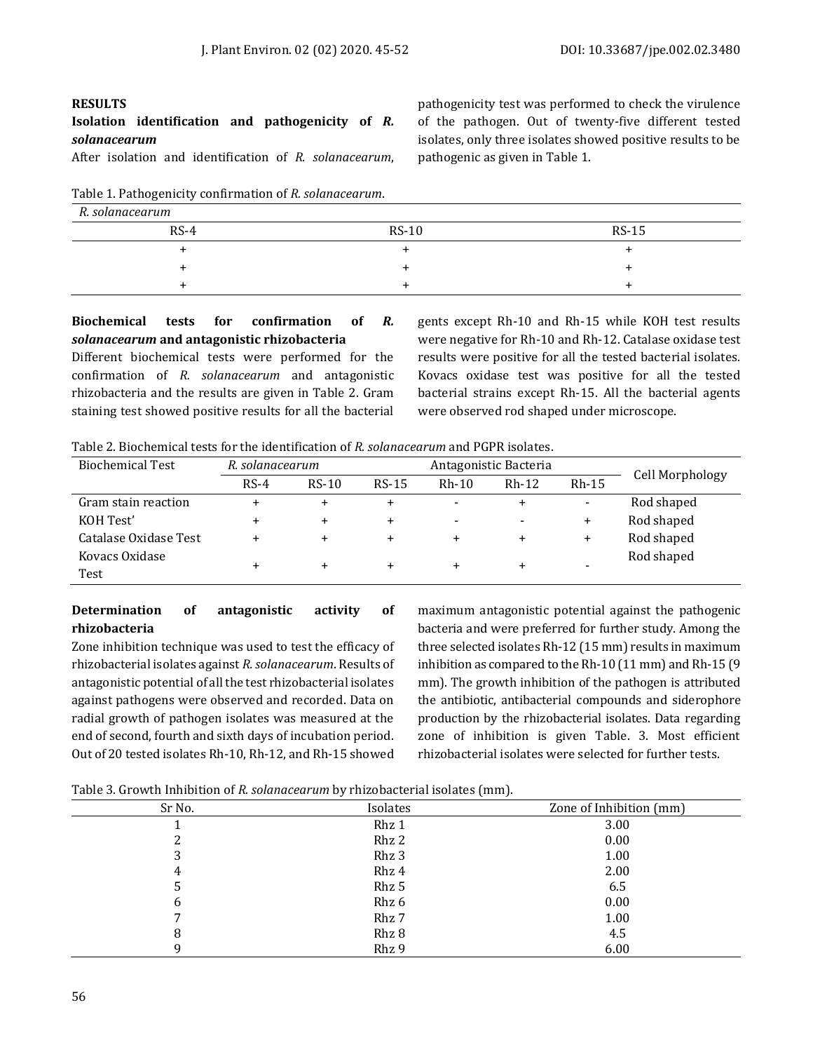## RESULTS

### Isolation identification and pathogenicity of *R. solanacearum*

After isolation and identification of *R. solanacearum*, pathogenicity test was performed to check the virulence of the pathogen. Out of twenty-five different tested isolates, only three isolates showed positive results to be pathogenic as given in Table 1.

Table 1. Pathogenicity confirmation of *R. solanacearum*.

| *R. solanacearum* | | |
|---|---|---|
| RS-4 | RS-10 | RS-15 |
| + | + | + |
| + | + | + |
| + | + | + |

### Biochemical tests for confirmation of *R. solanacearum* and antagonistic rhizobacteria

Different biochemical tests were performed for the confirmation of *R. solanacearum* and antagonistic rhizobacteria and the results are given in Table 2. Gram staining test showed positive results for all the bacterial gents except Rh-10 and Rh-15 while KOH test results were negative for Rh-10 and Rh-12. Catalase oxidase test results were positive for all the tested bacterial isolates. Kovacs oxidase test was positive for all the tested bacterial strains except Rh-15. All the bacterial agents were observed rod shaped under microscope.

Table 2. Biochemical tests for the identification of *R. solanacearum* and PGPR isolates.

| Biochemical Test | *R. solanacearum* | | | Antagonistic Bacteria | | | Cell Morphology |
|---|---|---|---|---|---|---|---|
| | RS-4 | RS-10 | RS-15 | Rh-10 | Rh-12 | Rh-15 | |
| Gram stain reaction | + | + | + | - | + | - | Rod shaped |
| KOH Test' | + | + | + | - | - | + | Rod shaped |
| Catalase Oxidase Test | + | + | + | + | + | + | Rod shaped |
| Kovacs Oxidase Test | + | + | + | + | + | - | Rod shaped |

### Determination of antagonistic activity of rhizobacteria

Zone inhibition technique was used to test the efficacy of rhizobacterial isolates against *R. solanacearum*. Results of antagonistic potential of all the test rhizobacterial isolates against pathogens were observed and recorded. Data on radial growth of pathogen isolates was measured at the end of second, fourth and sixth days of incubation period. Out of 20 tested isolates Rh-10, Rh-12, and Rh-15 showed maximum antagonistic potential against the pathogenic bacteria and were preferred for further study. Among the three selected isolates Rh-12 (15 mm) results in maximum inhibition as compared to the Rh-10 (11 mm) and Rh-15 (9 mm). The growth inhibition of the pathogen is attributed the antibiotic, antibacterial compounds and siderophore production by the rhizobacterial isolates. Data regarding zone of inhibition is given Table. 3. Most efficient rhizobacterial isolates were selected for further tests.

Table 3. Growth Inhibition of *R. solanacearum* by rhizobacterial isolates (mm).

| Sr No. | Isolates | Zone of Inhibition (mm) |
|---|---|---|
| 1 | Rhz 1 | 3.00 |
| 2 | Rhz 2 | 0.00 |
| 3 | Rhz 3 | 1.00 |
| 4 | Rhz 4 | 2.00 |
| 5 | Rhz 5 | 6.5 |
| 6 | Rhz 6 | 0.00 |
| 7 | Rhz 7 | 1.00 |
| 8 | Rhz 8 | 4.5 |
| 9 | Rhz 9 | 6.00 |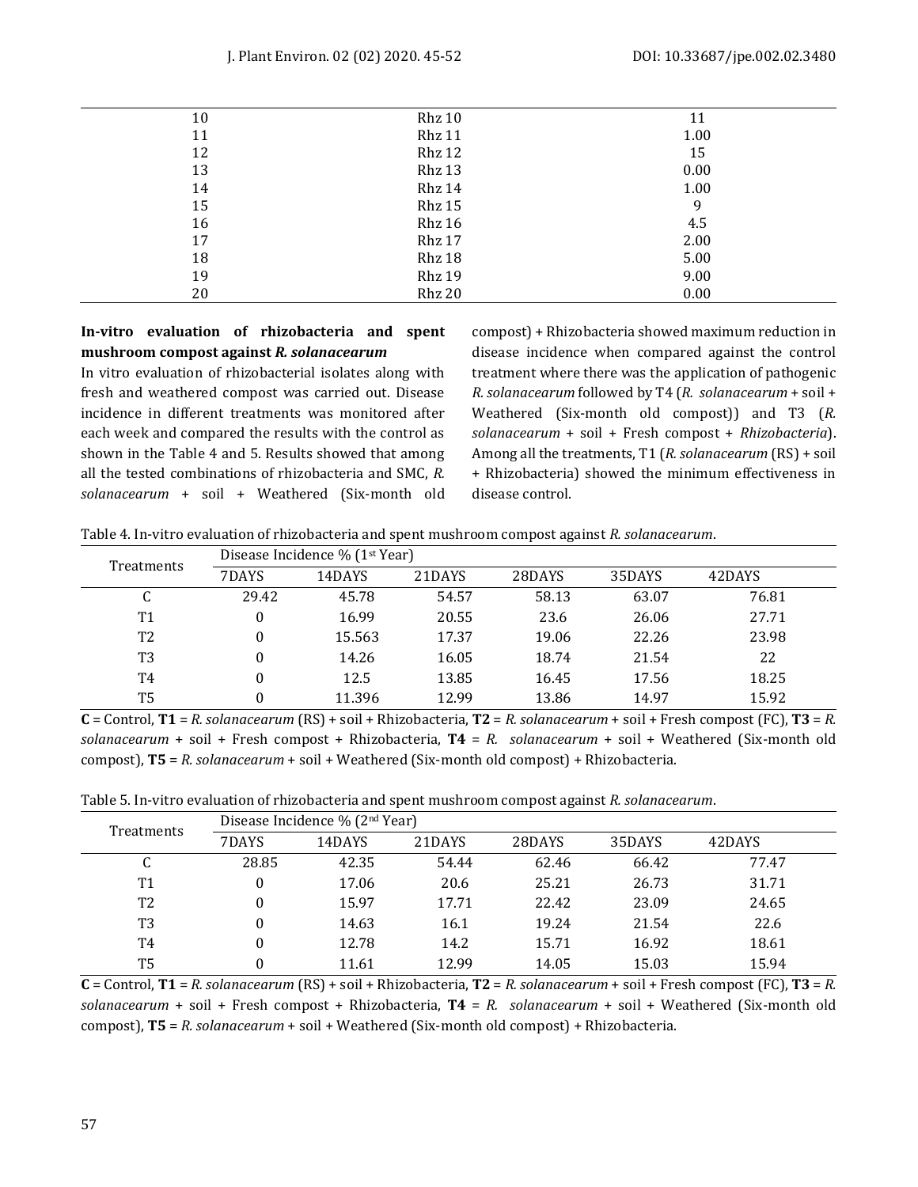| 10 | Rhz 10 | 11 |
|---|---|---|
| 11 | Rhz 11 | 1.00 |
| 12 | Rhz 12 | 15 |
| 13 | Rhz 13 | 0.00 |
| 14 | Rhz 14 | 1.00 |
| 15 | Rhz 15 | 9 |
| 16 | Rhz 16 | 4.5 |
| 17 | Rhz 17 | 2.00 |
| 18 | Rhz 18 | 5.00 |
| 19 | Rhz 19 | 9.00 |
| 20 | Rhz 20 | 0.00 |

**In-vitro evaluation of rhizobacteria and spent mushroom compost against *R. solanacearum***

In vitro evaluation of rhizobacterial isolates along with fresh and weathered compost was carried out. Disease incidence in different treatments was monitored after each week and compared the results with the control as shown in the Table 4 and 5. Results showed that among all the tested combinations of rhizobacteria and SMC, *R. solanacearum* + soil + Weathered (Six-month old compost) + Rhizobacteria showed maximum reduction in disease incidence when compared against the control treatment where there was the application of pathogenic *R. solanacearum* followed by T4 (*R. solanacearum* + soil + Weathered (Six-month old compost)) and T3 (*R. solanacearum* + soil + Fresh compost + *Rhizobacteria*). Among all the treatments, T1 (*R. solanacearum* (RS) + soil + Rhizobacteria) showed the minimum effectiveness in disease control.

Table 4. In-vitro evaluation of rhizobacteria and spent mushroom compost against *R. solanacearum*.

| Treatments | Disease Incidence % (1st Year) | | | | | |
|---|---|---|---|---|---|---|
| | 7DAYS | 14DAYS | 21DAYS | 28DAYS | 35DAYS | 42DAYS |
| C | 29.42 | 45.78 | 54.57 | 58.13 | 63.07 | 76.81 |
| T1 | 0 | 16.99 | 20.55 | 23.6 | 26.06 | 27.71 |
| T2 | 0 | 15.563 | 17.37 | 19.06 | 22.26 | 23.98 |
| T3 | 0 | 14.26 | 16.05 | 18.74 | 21.54 | 22 |
| T4 | 0 | 12.5 | 13.85 | 16.45 | 17.56 | 18.25 |
| T5 | 0 | 11.396 | 12.99 | 13.86 | 14.97 | 15.92 |

**C** = Control, **T1** = *R. solanacearum* (RS) + soil + Rhizobacteria, **T2** = *R. solanacearum* + soil + Fresh compost (FC), **T3** = *R. solanacearum* + soil + Fresh compost + Rhizobacteria, **T4** = *R. solanacearum* + soil + Weathered (Six-month old compost), **T5** = *R. solanacearum* + soil + Weathered (Six-month old compost) + Rhizobacteria.

Table 5. In-vitro evaluation of rhizobacteria and spent mushroom compost against *R. solanacearum*.

| Treatments | Disease Incidence % (2nd Year) | | | | | |
|---|---|---|---|---|---|---|
| | 7DAYS | 14DAYS | 21DAYS | 28DAYS | 35DAYS | 42DAYS |
| C | 28.85 | 42.35 | 54.44 | 62.46 | 66.42 | 77.47 |
| T1 | 0 | 17.06 | 20.6 | 25.21 | 26.73 | 31.71 |
| T2 | 0 | 15.97 | 17.71 | 22.42 | 23.09 | 24.65 |
| T3 | 0 | 14.63 | 16.1 | 19.24 | 21.54 | 22.6 |
| T4 | 0 | 12.78 | 14.2 | 15.71 | 16.92 | 18.61 |
| T5 | 0 | 11.61 | 12.99 | 14.05 | 15.03 | 15.94 |

**C** = Control, **T1** = *R. solanacearum* (RS) + soil + Rhizobacteria, **T2** = *R. solanacearum* + soil + Fresh compost (FC), **T3** = *R. solanacearum* + soil + Fresh compost + Rhizobacteria, **T4** = *R. solanacearum* + soil + Weathered (Six-month old compost), **T5** = *R. solanacearum* + soil + Weathered (Six-month old compost) + Rhizobacteria.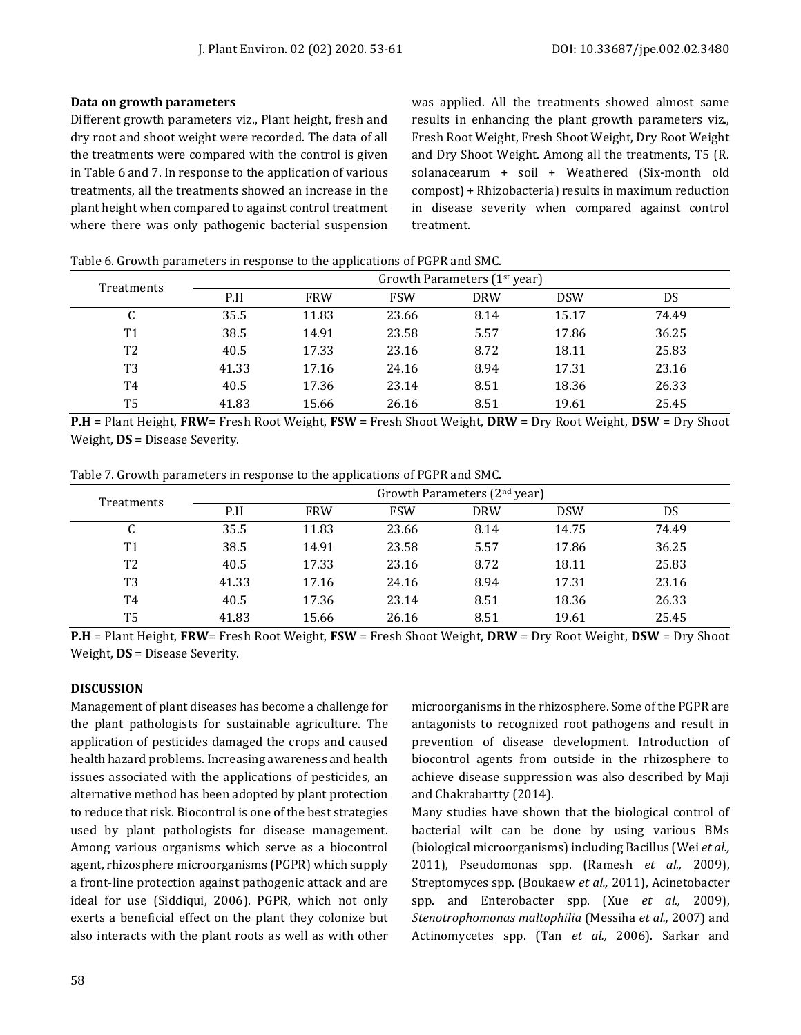**Data on growth parameters**

Different growth parameters viz., Plant height, fresh and dry root and shoot weight were recorded. The data of all the treatments were compared with the control is given in Table 6 and 7. In response to the application of various treatments, all the treatments showed an increase in the plant height when compared to against control treatment where there was only pathogenic bacterial suspension was applied. All the treatments showed almost same results in enhancing the plant growth parameters viz., Fresh Root Weight, Fresh Shoot Weight, Dry Root Weight and Dry Shoot Weight. Among all the treatments, T5 (R. solanacearum + soil + Weathered (Six-month old compost) + Rhizobacteria) results in maximum reduction in disease severity when compared against control treatment.

Table 6. Growth parameters in response to the applications of PGPR and SMC.

| Treatments | Growth Parameters (1st year) | | | | | |
|---|---|---|---|---|---|---|
| | P.H | FRW | FSW | DRW | DSW | DS |
| C | 35.5 | 11.83 | 23.66 | 8.14 | 15.17 | 74.49 |
| T1 | 38.5 | 14.91 | 23.58 | 5.57 | 17.86 | 36.25 |
| T2 | 40.5 | 17.33 | 23.16 | 8.72 | 18.11 | 25.83 |
| T3 | 41.33 | 17.16 | 24.16 | 8.94 | 17.31 | 23.16 |
| T4 | 40.5 | 17.36 | 23.14 | 8.51 | 18.36 | 26.33 |
| T5 | 41.83 | 15.66 | 26.16 | 8.51 | 19.61 | 25.45 |

**P.H** = Plant Height, **FRW**= Fresh Root Weight, **FSW** = Fresh Shoot Weight, **DRW** = Dry Root Weight, **DSW** = Dry Shoot Weight, **DS** = Disease Severity.

Table 7. Growth parameters in response to the applications of PGPR and SMC.

| Treatments | Growth Parameters (2nd year) | | | | | |
|---|---|---|---|---|---|---|
| | P.H | FRW | FSW | DRW | DSW | DS |
| C | 35.5 | 11.83 | 23.66 | 8.14 | 14.75 | 74.49 |
| T1 | 38.5 | 14.91 | 23.58 | 5.57 | 17.86 | 36.25 |
| T2 | 40.5 | 17.33 | 23.16 | 8.72 | 18.11 | 25.83 |
| T3 | 41.33 | 17.16 | 24.16 | 8.94 | 17.31 | 23.16 |
| T4 | 40.5 | 17.36 | 23.14 | 8.51 | 18.36 | 26.33 |
| T5 | 41.83 | 15.66 | 26.16 | 8.51 | 19.61 | 25.45 |

**P.H** = Plant Height, **FRW**= Fresh Root Weight, **FSW** = Fresh Shoot Weight, **DRW** = Dry Root Weight, **DSW** = Dry Shoot Weight, **DS** = Disease Severity.

## DISCUSSION

Management of plant diseases has become a challenge for the plant pathologists for sustainable agriculture. The application of pesticides damaged the crops and caused health hazard problems. Increasing awareness and health issues associated with the applications of pesticides, an alternative method has been adopted by plant protection to reduce that risk. Biocontrol is one of the best strategies used by plant pathologists for disease management. Among various organisms which serve as a biocontrol agent, rhizosphere microorganisms (PGPR) which supply a front-line protection against pathogenic attack and are ideal for use (Siddiqui, 2006). PGPR, which not only exerts a beneficial effect on the plant they colonize but also interacts with the plant roots as well as with other microorganisms in the rhizosphere. Some of the PGPR are antagonists to recognized root pathogens and result in prevention of disease development. Introduction of biocontrol agents from outside in the rhizosphere to achieve disease suppression was also described by Maji and Chakrabartty (2014).

Many studies have shown that the biological control of bacterial wilt can be done by using various BMs (biological microorganisms) including Bacillus (Wei *et al.,* 2011), Pseudomonas spp. (Ramesh *et al.,* 2009), Streptomyces spp. (Boukaew *et al.,* 2011), Acinetobacter spp. and Enterobacter spp. (Xue *et al.,* 2009), *Stenotrophomonas maltophilia* (Messiha *et al.,* 2007) and Actinomycetes spp. (Tan *et al.,* 2006). Sarkar and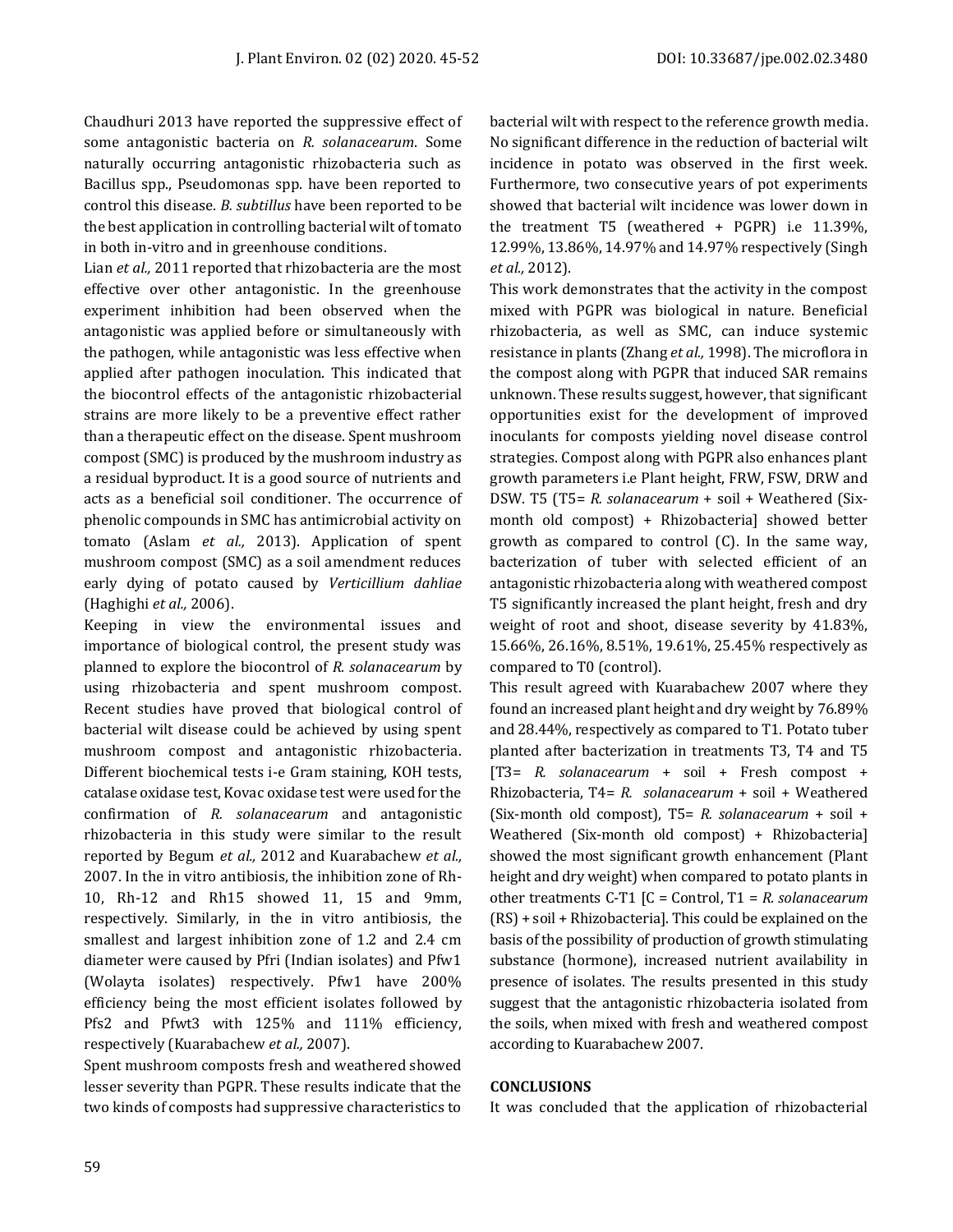Chaudhuri 2013 have reported the suppressive effect of some antagonistic bacteria on *R. solanacearum*. Some naturally occurring antagonistic rhizobacteria such as Bacillus spp., Pseudomonas spp. have been reported to control this disease. *B. subtillus* have been reported to be the best application in controlling bacterial wilt of tomato in both in-vitro and in greenhouse conditions.

Lian *et al.,* 2011 reported that rhizobacteria are the most effective over other antagonistic. In the greenhouse experiment inhibition had been observed when the antagonistic was applied before or simultaneously with the pathogen, while antagonistic was less effective when applied after pathogen inoculation. This indicated that the biocontrol effects of the antagonistic rhizobacterial strains are more likely to be a preventive effect rather than a therapeutic effect on the disease. Spent mushroom compost (SMC) is produced by the mushroom industry as a residual byproduct. It is a good source of nutrients and acts as a beneficial soil conditioner. The occurrence of phenolic compounds in SMC has antimicrobial activity on tomato (Aslam *et al.,* 2013). Application of spent mushroom compost (SMC) as a soil amendment reduces early dying of potato caused by *Verticillium dahliae* (Haghighi *et al.,* 2006).

Keeping in view the environmental issues and importance of biological control, the present study was planned to explore the biocontrol of *R. solanacearum* by using rhizobacteria and spent mushroom compost. Recent studies have proved that biological control of bacterial wilt disease could be achieved by using spent mushroom compost and antagonistic rhizobacteria. Different biochemical tests i-e Gram staining, KOH tests, catalase oxidase test, Kovac oxidase test were used for the confirmation of *R. solanacearum* and antagonistic rhizobacteria in this study were similar to the result reported by Begum *et al.,* 2012 and Kuarabachew *et al.,* 2007. In the in vitro antibiosis, the inhibition zone of Rh-10, Rh-12 and Rh15 showed 11, 15 and 9mm, respectively. Similarly, in the in vitro antibiosis, the smallest and largest inhibition zone of 1.2 and 2.4 cm diameter were caused by Pfri (Indian isolates) and Pfw1 (Wolayta isolates) respectively. Pfw1 have 200% efficiency being the most efficient isolates followed by Pfs2 and Pfwt3 with 125% and 111% efficiency, respectively (Kuarabachew *et al.,* 2007).

Spent mushroom composts fresh and weathered showed lesser severity than PGPR. These results indicate that the two kinds of composts had suppressive characteristics to bacterial wilt with respect to the reference growth media. No significant difference in the reduction of bacterial wilt incidence in potato was observed in the first week. Furthermore, two consecutive years of pot experiments showed that bacterial wilt incidence was lower down in the treatment T5 (weathered + PGPR) i.e 11.39%, 12.99%, 13.86%, 14.97% and 14.97% respectively (Singh *et al.,* 2012).

This work demonstrates that the activity in the compost mixed with PGPR was biological in nature. Beneficial rhizobacteria, as well as SMC, can induce systemic resistance in plants (Zhang *et al.,* 1998). The microflora in the compost along with PGPR that induced SAR remains unknown. These results suggest, however, that significant opportunities exist for the development of improved inoculants for composts yielding novel disease control strategies. Compost along with PGPR also enhances plant growth parameters i.e Plant height, FRW, FSW, DRW and DSW. T5 (T5= *R. solanacearum* + soil + Weathered (Six-month old compost) + Rhizobacteria] showed better growth as compared to control (C). In the same way, bacterization of tuber with selected efficient of an antagonistic rhizobacteria along with weathered compost T5 significantly increased the plant height, fresh and dry weight of root and shoot, disease severity by 41.83%, 15.66%, 26.16%, 8.51%, 19.61%, 25.45% respectively as compared to T0 (control).

This result agreed with Kuarabachew 2007 where they found an increased plant height and dry weight by 76.89% and 28.44%, respectively as compared to T1. Potato tuber planted after bacterization in treatments T3, T4 and T5 [T3= *R. solanacearum* + soil + Fresh compost + Rhizobacteria, T4= *R. solanacearum* + soil + Weathered (Six-month old compost), T5= *R. solanacearum* + soil + Weathered (Six-month old compost) + Rhizobacteria] showed the most significant growth enhancement (Plant height and dry weight) when compared to potato plants in other treatments C-T1 [C = Control, T1 = *R. solanacearum* (RS) + soil + Rhizobacteria]. This could be explained on the basis of the possibility of production of growth stimulating substance (hormone), increased nutrient availability in presence of isolates. The results presented in this study suggest that the antagonistic rhizobacteria isolated from the soils, when mixed with fresh and weathered compost according to Kuarabachew 2007.

## CONCLUSIONS

It was concluded that the application of rhizobacterial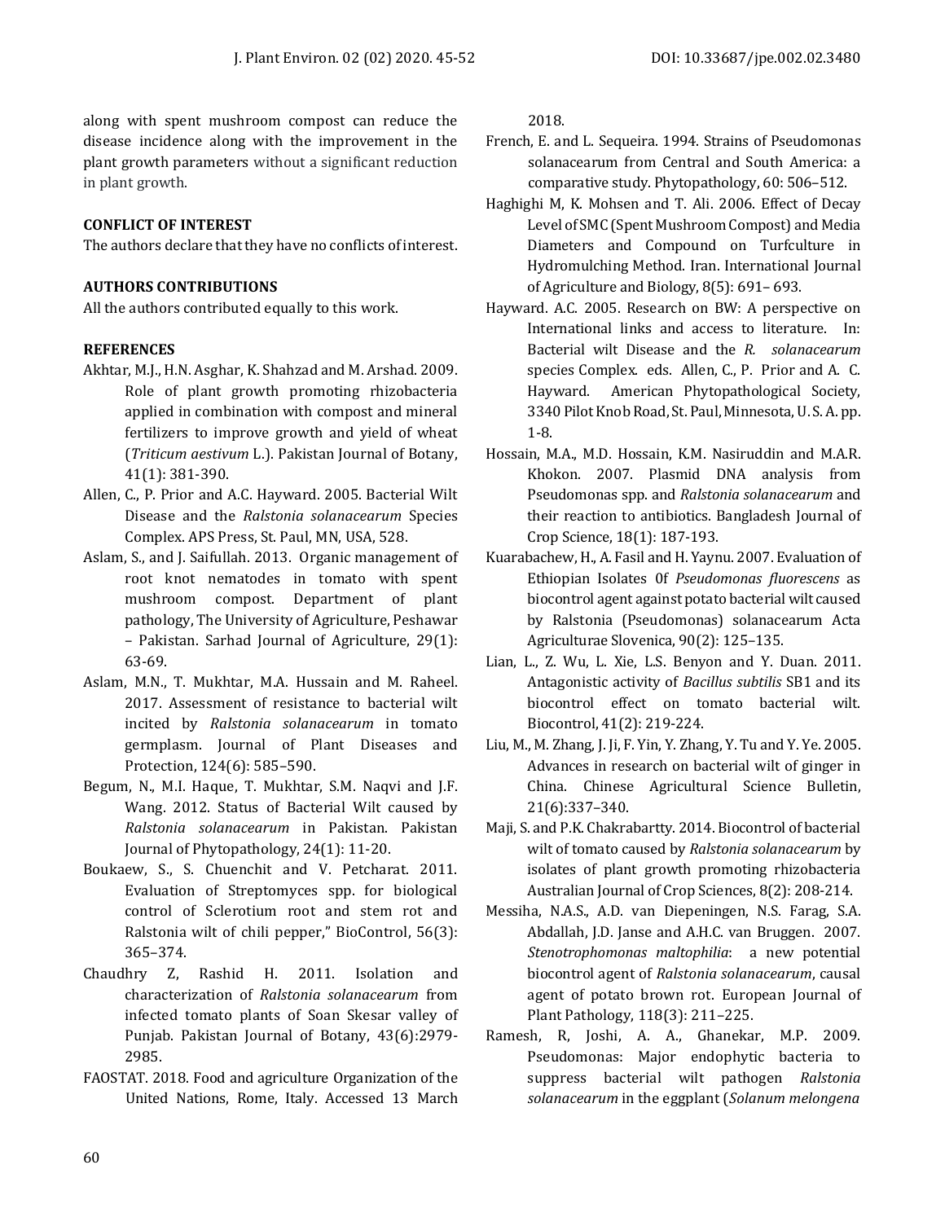along with spent mushroom compost can reduce the disease incidence along with the improvement in the plant growth parameters without a significant reduction in plant growth.

**CONFLICT OF INTEREST**

The authors declare that they have no conflicts of interest.

**AUTHORS CONTRIBUTIONS**

All the authors contributed equally to this work.

**REFERENCES**

Akhtar, M.J., H.N. Asghar, K. Shahzad and M. Arshad. 2009. Role of plant growth promoting rhizobacteria applied in combination with compost and mineral fertilizers to improve growth and yield of wheat (*Triticum aestivum* L.). Pakistan Journal of Botany, 41(1): 381-390.

Allen, C., P. Prior and A.C. Hayward. 2005. Bacterial Wilt Disease and the *Ralstonia solanacearum* Species Complex. APS Press, St. Paul, MN, USA, 528.

Aslam, S., and J. Saifullah. 2013. Organic management of root knot nematodes in tomato with spent mushroom compost. Department of plant pathology, The University of Agriculture, Peshawar – Pakistan. Sarhad Journal of Agriculture, 29(1): 63-69.

Aslam, M.N., T. Mukhtar, M.A. Hussain and M. Raheel. 2017. Assessment of resistance to bacterial wilt incited by *Ralstonia solanacearum* in tomato germplasm. Journal of Plant Diseases and Protection, 124(6): 585–590.

Begum, N., M.I. Haque, T. Mukhtar, S.M. Naqvi and J.F. Wang. 2012. Status of Bacterial Wilt caused by *Ralstonia solanacearum* in Pakistan. Pakistan Journal of Phytopathology, 24(1): 11-20.

Boukaew, S., S. Chuenchit and V. Petcharat. 2011. Evaluation of Streptomyces spp. for biological control of Sclerotium root and stem rot and Ralstonia wilt of chili pepper," BioControl, 56(3): 365–374.

Chaudhry Z, Rashid H. 2011. Isolation and characterization of *Ralstonia solanacearum* from infected tomato plants of Soan Skesar valley of Punjab. Pakistan Journal of Botany, 43(6):2979-2985.

FAOSTAT. 2018. Food and agriculture Organization of the United Nations, Rome, Italy. Accessed 13 March 2018.

French, E. and L. Sequeira. 1994. Strains of Pseudomonas solanacearum from Central and South America: a comparative study. Phytopathology, 60: 506–512.

Haghighi M, K. Mohsen and T. Ali. 2006. Effect of Decay Level of SMC (Spent Mushroom Compost) and Media Diameters and Compound on Turfculture in Hydromulching Method. Iran. International Journal of Agriculture and Biology, 8(5): 691– 693.

Hayward. A.C. 2005. Research on BW: A perspective on International links and access to literature. In: Bacterial wilt Disease and the *R. solanacearum* species Complex. eds. Allen, C., P. Prior and A. C. Hayward. American Phytopathological Society, 3340 Pilot Knob Road, St. Paul, Minnesota, U. S. A. pp. 1-8.

Hossain, M.A., M.D. Hossain, K.M. Nasiruddin and M.A.R. Khokon. 2007. Plasmid DNA analysis from Pseudomonas spp. and *Ralstonia solanacearum* and their reaction to antibiotics. Bangladesh Journal of Crop Science, 18(1): 187-193.

Kuarabachew, H., A. Fasil and H. Yaynu. 2007. Evaluation of Ethiopian Isolates 0f *Pseudomonas fluorescens* as biocontrol agent against potato bacterial wilt caused by Ralstonia (Pseudomonas) solanacearum Acta Agriculturae Slovenica, 90(2): 125–135.

Lian, L., Z. Wu, L. Xie, L.S. Benyon and Y. Duan. 2011. Antagonistic activity of *Bacillus subtilis* SB1 and its biocontrol effect on tomato bacterial wilt. Biocontrol, 41(2): 219-224.

Liu, M., M. Zhang, J. Ji, F. Yin, Y. Zhang, Y. Tu and Y. Ye. 2005. Advances in research on bacterial wilt of ginger in China. Chinese Agricultural Science Bulletin, 21(6):337–340.

Maji, S. and P.K. Chakrabartty. 2014. Biocontrol of bacterial wilt of tomato caused by *Ralstonia solanacearum* by isolates of plant growth promoting rhizobacteria Australian Journal of Crop Sciences, 8(2): 208-214.

Messiha, N.A.S., A.D. van Diepeningen, N.S. Farag, S.A. Abdallah, J.D. Janse and A.H.C. van Bruggen. 2007. *Stenotrophomonas maltophilia*: a new potential biocontrol agent of *Ralstonia solanacearum*, causal agent of potato brown rot. European Journal of Plant Pathology, 118(3): 211–225.

Ramesh, R, Joshi, A. A., Ghanekar, M.P. 2009. Pseudomonas: Major endophytic bacteria to suppress bacterial wilt pathogen *Ralstonia solanacearum* in the eggplant (*Solanum melongena*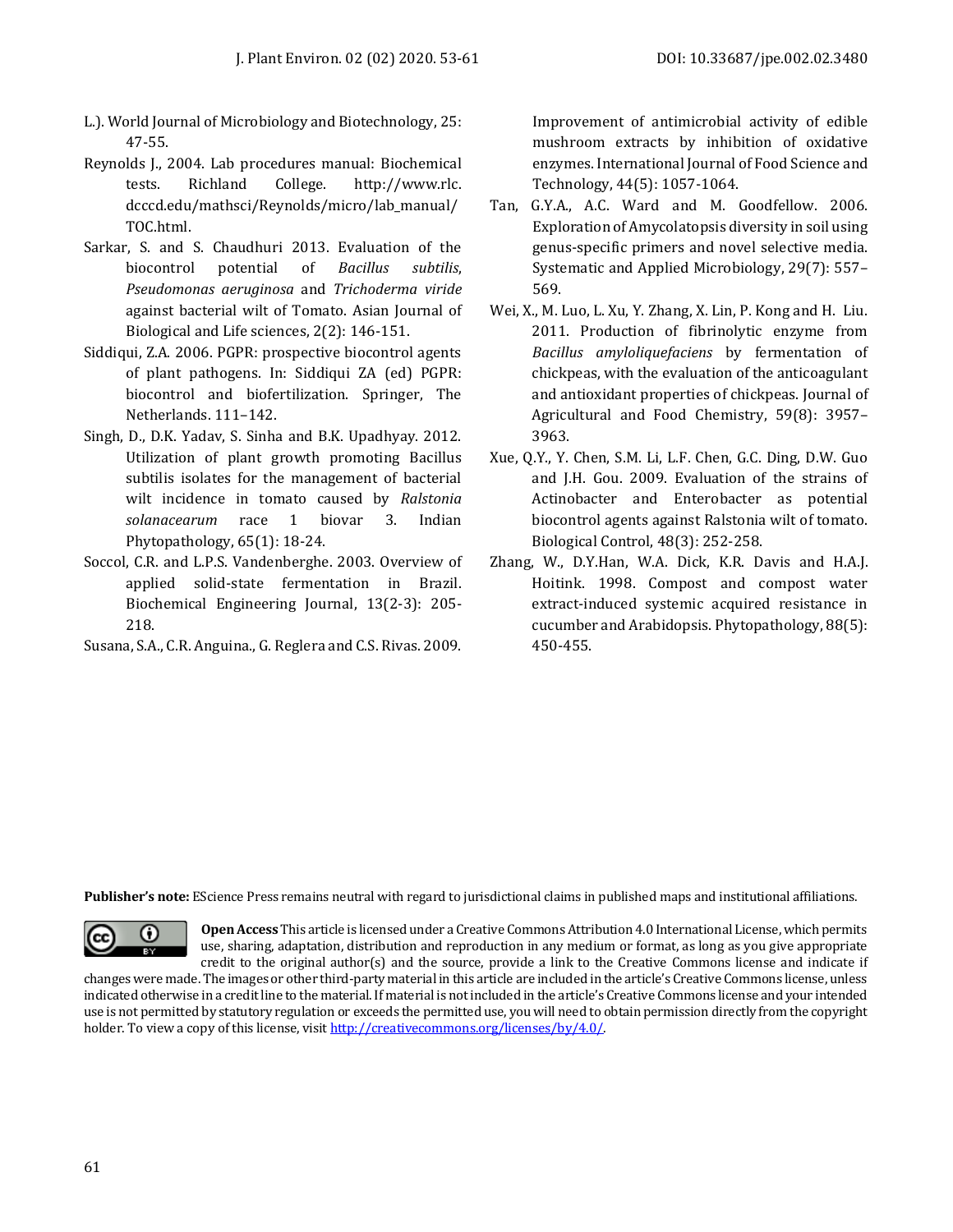L.). World Journal of Microbiology and Biotechnology, 25: 47-55.

Reynolds J., 2004. Lab procedures manual: Biochemical tests. Richland College. http://www.rlc.dcccd.edu/mathsci/Reynolds/micro/lab_manual/TOC.html.

Sarkar, S. and S. Chaudhuri 2013. Evaluation of the biocontrol potential of *Bacillus subtilis*, *Pseudomonas aeruginosa* and *Trichoderma viride* against bacterial wilt of Tomato. Asian Journal of Biological and Life sciences, 2(2): 146-151.

Siddiqui, Z.A. 2006. PGPR: prospective biocontrol agents of plant pathogens. In: Siddiqui ZA (ed) PGPR: biocontrol and biofertilization. Springer, The Netherlands. 111–142.

Singh, D., D.K. Yadav, S. Sinha and B.K. Upadhyay. 2012. Utilization of plant growth promoting Bacillus subtilis isolates for the management of bacterial wilt incidence in tomato caused by *Ralstonia solanacearum* race 1 biovar 3. Indian Phytopathology, 65(1): 18-24.

Soccol, C.R. and L.P.S. Vandenberghe. 2003. Overview of applied solid-state fermentation in Brazil. Biochemical Engineering Journal, 13(2-3): 205-218.

Susana, S.A., C.R. Anguina., G. Reglera and C.S. Rivas. 2009. Improvement of antimicrobial activity of edible mushroom extracts by inhibition of oxidative enzymes. International Journal of Food Science and Technology, 44(5): 1057-1064.

Tan, G.Y.A., A.C. Ward and M. Goodfellow. 2006. Exploration of Amycolatopsis diversity in soil using genus-specific primers and novel selective media. Systematic and Applied Microbiology, 29(7): 557–569.

Wei, X., M. Luo, L. Xu, Y. Zhang, X. Lin, P. Kong and H. Liu. 2011. Production of fibrinolytic enzyme from *Bacillus amyloliquefaciens* by fermentation of chickpeas, with the evaluation of the anticoagulant and antioxidant properties of chickpeas. Journal of Agricultural and Food Chemistry, 59(8): 3957–3963.

Xue, Q.Y., Y. Chen, S.M. Li, L.F. Chen, G.C. Ding, D.W. Guo and J.H. Gou. 2009. Evaluation of the strains of Actinobacter and Enterobacter as potential biocontrol agents against Ralstonia wilt of tomato. Biological Control, 48(3): 252-258.

Zhang, W., D.Y.Han, W.A. Dick, K.R. Davis and H.A.J. Hoitink. 1998. Compost and compost water extract-induced systemic acquired resistance in cucumber and Arabidopsis. Phytopathology, 88(5): 450-455.

**Publisher's note:** EScience Press remains neutral with regard to jurisdictional claims in published maps and institutional affiliations.

**Open Access** This article is licensed under a Creative Commons Attribution 4.0 International License, which permits use, sharing, adaptation, distribution and reproduction in any medium or format, as long as you give appropriate credit to the original author(s) and the source, provide a link to the Creative Commons license and indicate if changes were made. The images or other third-party material in this article are included in the article's Creative Commons license, unless indicated otherwise in a credit line to the material. If material is not included in the article's Creative Commons license and your intended use is not permitted by statutory regulation or exceeds the permitted use, you will need to obtain permission directly from the copyright holder. To view a copy of this license, visit http://creativecommons.org/licenses/by/4.0/.